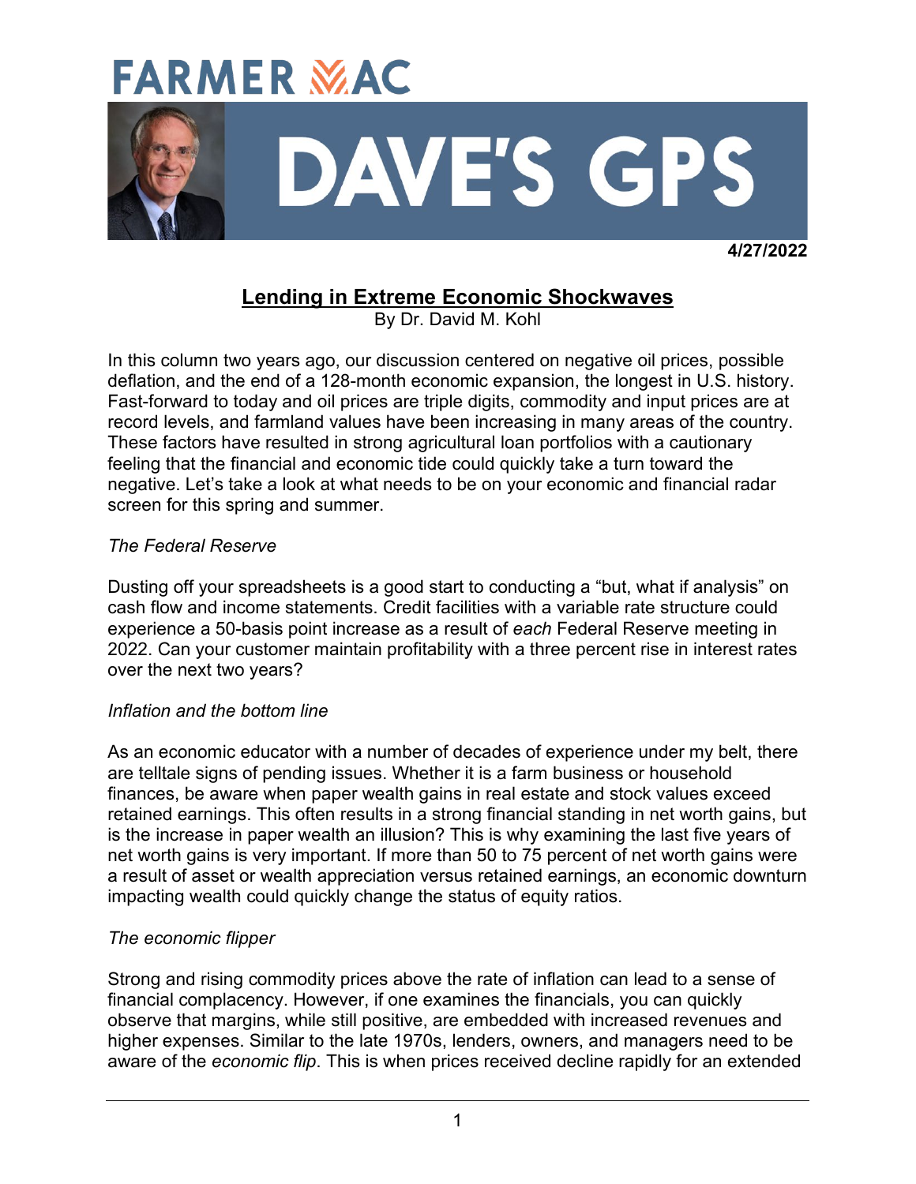# FARMER MAC

# DAVE'S GPS

**4/27/2022**

## Lending in Extreme Economic Shockwaves

By Dr. David M. Kohl

In this column two years ago, our discussion centered on negative oil prices, possible deflation, and the end of a 128-month economic expansion, the longest in U.S. history. Fast-forward to today and oil prices are triple digits, commodity and input prices are at record levels, and farmland values have been increasing in many areas of the country. These factors have resulted in strong agricultural loan portfolios with a cautionary feeling that the financial and economic tide could quickly take a turn toward the negative. Let's take a look at what needs to be on your economic and financial radar screen for this spring and summer.

*The Federal Reserve*

Dusting off your spreadsheets is a good start to conducting a "but, what if analysis" on cash flow and income statements. Credit facilities with a variable rate structure could experience a 50-basis point increase as a result of *each* Federal Reserve meeting in 2022. Can your customer maintain profitability with a three percent rise in interest rates over the next two years?

*Inflation and the bottom line*

As an economic educator with a number of decades of experience under my belt, there are telltale signs of pending issues. Whether it is a farm business or household finances, be aware when paper wealth gains in real estate and stock values exceed retained earnings. This often results in a strong financial standing in net worth gains, but is the increase in paper wealth an illusion? This is why examining the last five years of net worth gains is very important. If more than 50 to 75 percent of net worth gains were a result of asset or wealth appreciation versus retained earnings, an economic downturn impacting wealth could quickly change the status of equity ratios.

*The economic flipper*

Strong and rising commodity prices above the rate of inflation can lead to a sense of financial complacency. However, if one examines the financials, you can quickly observe that margins, while still positive, are embedded with increased revenues and higher expenses. Similar to the late 1970s, lenders, owners, and managers need to be aware of the *economic flip*. This is when prices received decline rapidly for an extended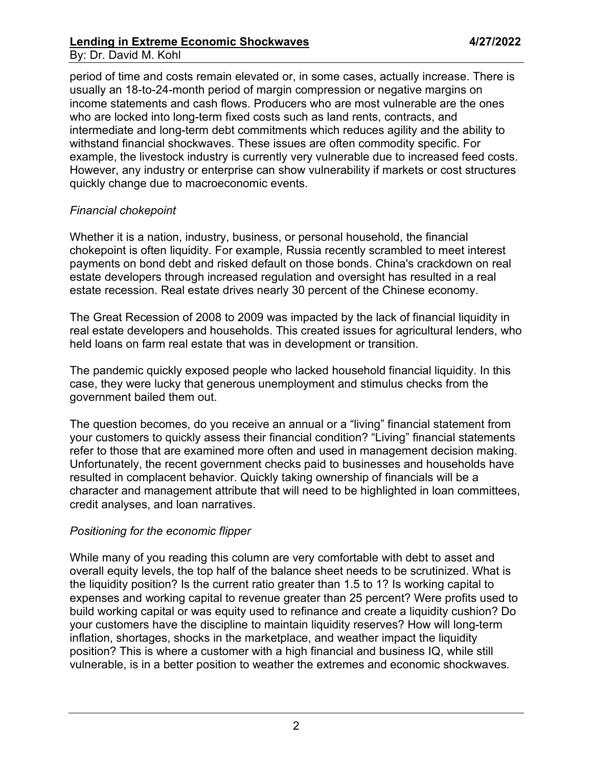period of time and costs remain elevated or, in some cases, actually increase. There is usually an 18-to-24-month period of margin compression or negative margins on income statements and cash flows. Producers who are most vulnerable are the ones who are locked into long-term fixed costs such as land rents, contracts, and intermediate and long-term debt commitments which reduces agility and the ability to withstand financial shockwaves. These issues are often commodity specific. For example, the livestock industry is currently very vulnerable due to increased feed costs. However, any industry or enterprise can show vulnerability if markets or cost structures quickly change due to macroeconomic events.

*Financial chokepoint*

Whether it is a nation, industry, business, or personal household, the financial chokepoint is often liquidity. For example, Russia recently scrambled to meet interest payments on bond debt and risked default on those bonds. China's crackdown on real estate developers through increased regulation and oversight has resulted in a real estate recession. Real estate drives nearly 30 percent of the Chinese economy.

The Great Recession of 2008 to 2009 was impacted by the lack of financial liquidity in real estate developers and households. This created issues for agricultural lenders, who held loans on farm real estate that was in development or transition.

The pandemic quickly exposed people who lacked household financial liquidity. In this case, they were lucky that generous unemployment and stimulus checks from the government bailed them out.

The question becomes, do you receive an annual or a "living" financial statement from your customers to quickly assess their financial condition? "Living" financial statements refer to those that are examined more often and used in management decision making. Unfortunately, the recent government checks paid to businesses and households have resulted in complacent behavior. Quickly taking ownership of financials will be a character and management attribute that will need to be highlighted in loan committees, credit analyses, and loan narratives.

*Positioning for the economic flipper*

While many of you reading this column are very comfortable with debt to asset and overall equity levels, the top half of the balance sheet needs to be scrutinized. What is the liquidity position? Is the current ratio greater than 1.5 to 1? Is working capital to expenses and working capital to revenue greater than 25 percent? Were profits used to build working capital or was equity used to refinance and create a liquidity cushion? Do your customers have the discipline to maintain liquidity reserves? How will long-term inflation, shortages, shocks in the marketplace, and weather impact the liquidity position? This is where a customer with a high financial and business IQ, while still vulnerable, is in a better position to weather the extremes and economic shockwaves.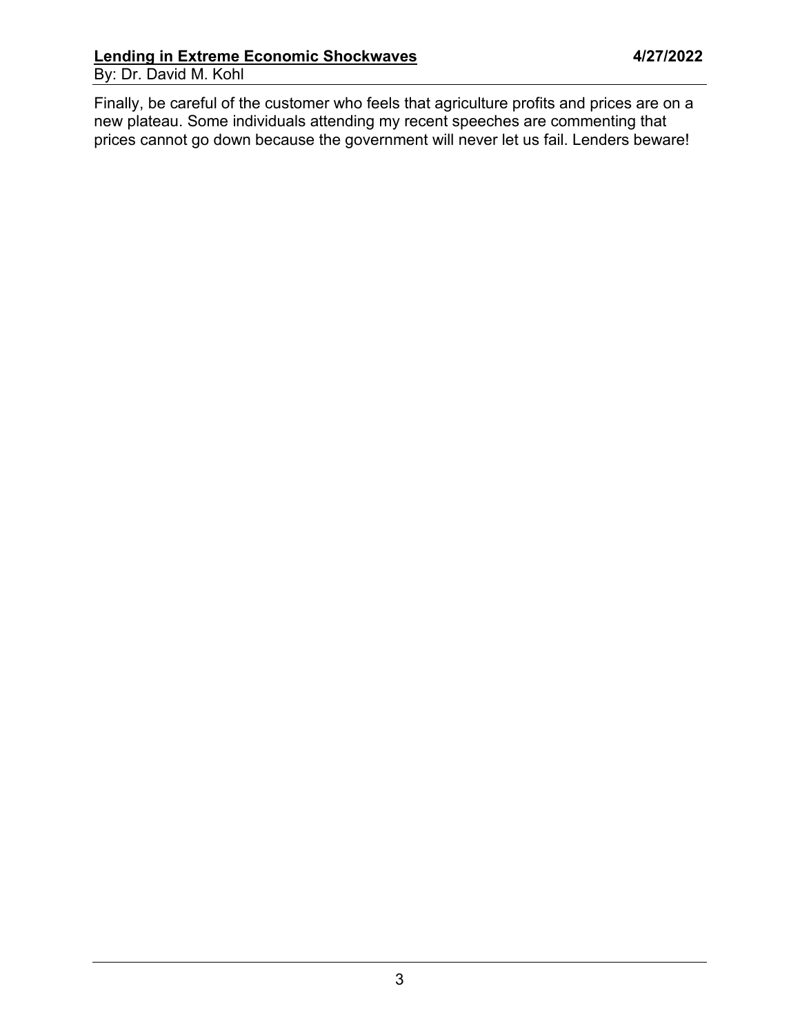Finally, be careful of the customer who feels that agriculture profits and prices are on a new plateau. Some individuals attending my recent speeches are commenting that prices cannot go down because the government will never let us fail. Lenders beware!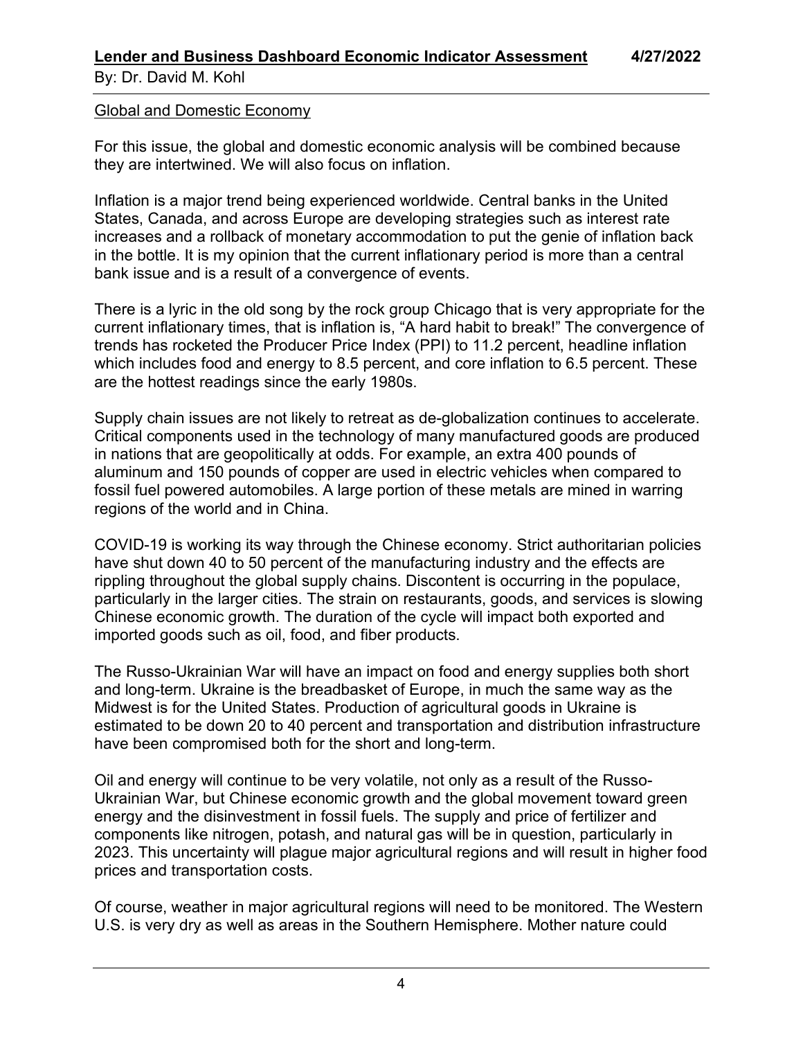## Global and Domestic Economy

For this issue, the global and domestic economic analysis will be combined because they are intertwined. We will also focus on inflation.

Inflation is a major trend being experienced worldwide. Central banks in the United States, Canada, and across Europe are developing strategies such as interest rate increases and a rollback of monetary accommodation to put the genie of inflation back in the bottle. It is my opinion that the current inflationary period is more than a central bank issue and is a result of a convergence of events.

There is a lyric in the old song by the rock group Chicago that is very appropriate for the current inflationary times, that is inflation is, "A hard habit to break!" The convergence of trends has rocketed the Producer Price Index (PPI) to 11.2 percent, headline inflation which includes food and energy to 8.5 percent, and core inflation to 6.5 percent. These are the hottest readings since the early 1980s.

Supply chain issues are not likely to retreat as de-globalization continues to accelerate. Critical components used in the technology of many manufactured goods are produced in nations that are geopolitically at odds. For example, an extra 400 pounds of aluminum and 150 pounds of copper are used in electric vehicles when compared to fossil fuel powered automobiles. A large portion of these metals are mined in warring regions of the world and in China.

COVID-19 is working its way through the Chinese economy. Strict authoritarian policies have shut down 40 to 50 percent of the manufacturing industry and the effects are rippling throughout the global supply chains. Discontent is occurring in the populace, particularly in the larger cities. The strain on restaurants, goods, and services is slowing Chinese economic growth. The duration of the cycle will impact both exported and imported goods such as oil, food, and fiber products.

The Russo-Ukrainian War will have an impact on food and energy supplies both short and long-term. Ukraine is the breadbasket of Europe, in much the same way as the Midwest is for the United States. Production of agricultural goods in Ukraine is estimated to be down 20 to 40 percent and transportation and distribution infrastructure have been compromised both for the short and long-term.

Oil and energy will continue to be very volatile, not only as a result of the Russo-Ukrainian War, but Chinese economic growth and the global movement toward green energy and the disinvestment in fossil fuels. The supply and price of fertilizer and components like nitrogen, potash, and natural gas will be in question, particularly in 2023. This uncertainty will plague major agricultural regions and will result in higher food prices and transportation costs.

Of course, weather in major agricultural regions will need to be monitored. The Western U.S. is very dry as well as areas in the Southern Hemisphere. Mother nature could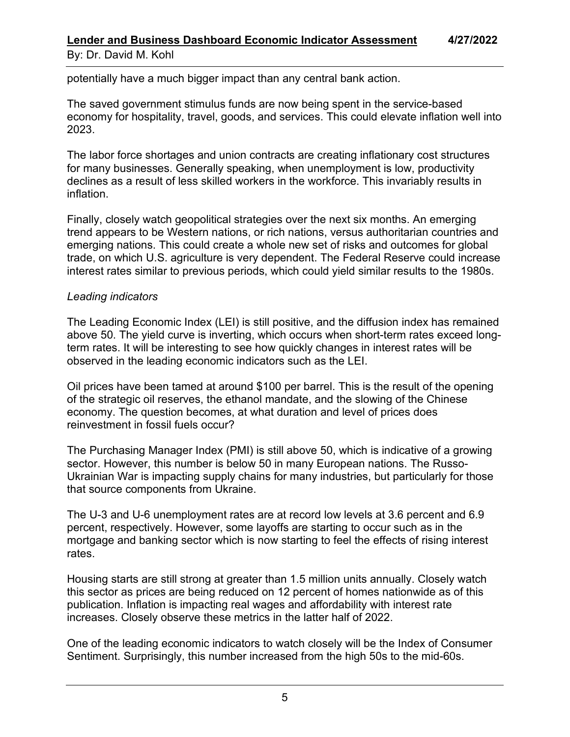potentially have a much bigger impact than any central bank action.

The saved government stimulus funds are now being spent in the service-based economy for hospitality, travel, goods, and services. This could elevate inflation well into 2023.

The labor force shortages and union contracts are creating inflationary cost structures for many businesses. Generally speaking, when unemployment is low, productivity declines as a result of less skilled workers in the workforce. This invariably results in inflation.

Finally, closely watch geopolitical strategies over the next six months. An emerging trend appears to be Western nations, or rich nations, versus authoritarian countries and emerging nations. This could create a whole new set of risks and outcomes for global trade, on which U.S. agriculture is very dependent. The Federal Reserve could increase interest rates similar to previous periods, which could yield similar results to the 1980s.

*Leading indicators*

The Leading Economic Index (LEI) is still positive, and the diffusion index has remained above 50. The yield curve is inverting, which occurs when short-term rates exceed long-term rates. It will be interesting to see how quickly changes in interest rates will be observed in the leading economic indicators such as the LEI.

Oil prices have been tamed at around $100 per barrel. This is the result of the opening of the strategic oil reserves, the ethanol mandate, and the slowing of the Chinese economy. The question becomes, at what duration and level of prices does reinvestment in fossil fuels occur?

The Purchasing Manager Index (PMI) is still above 50, which is indicative of a growing sector. However, this number is below 50 in many European nations. The Russo-Ukrainian War is impacting supply chains for many industries, but particularly for those that source components from Ukraine.

The U-3 and U-6 unemployment rates are at record low levels at 3.6 percent and 6.9 percent, respectively. However, some layoffs are starting to occur such as in the mortgage and banking sector which is now starting to feel the effects of rising interest rates.

Housing starts are still strong at greater than 1.5 million units annually. Closely watch this sector as prices are being reduced on 12 percent of homes nationwide as of this publication. Inflation is impacting real wages and affordability with interest rate increases. Closely observe these metrics in the latter half of 2022.

One of the leading economic indicators to watch closely will be the Index of Consumer Sentiment. Surprisingly, this number increased from the high 50s to the mid-60s.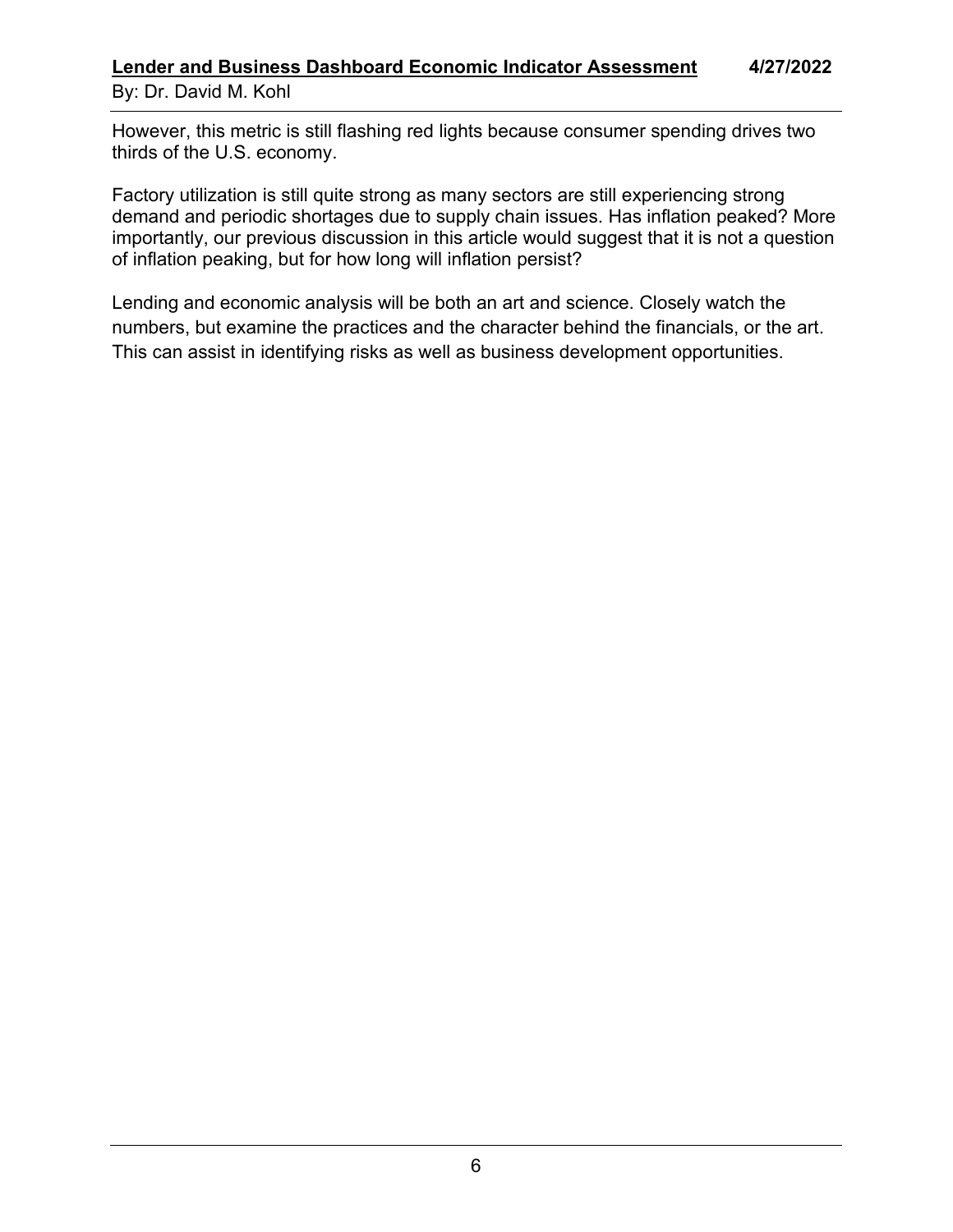However, this metric is still flashing red lights because consumer spending drives two thirds of the U.S. economy.

Factory utilization is still quite strong as many sectors are still experiencing strong demand and periodic shortages due to supply chain issues. Has inflation peaked? More importantly, our previous discussion in this article would suggest that it is not a question of inflation peaking, but for how long will inflation persist?

Lending and economic analysis will be both an art and science. Closely watch the numbers, but examine the practices and the character behind the financials, or the art. This can assist in identifying risks as well as business development opportunities.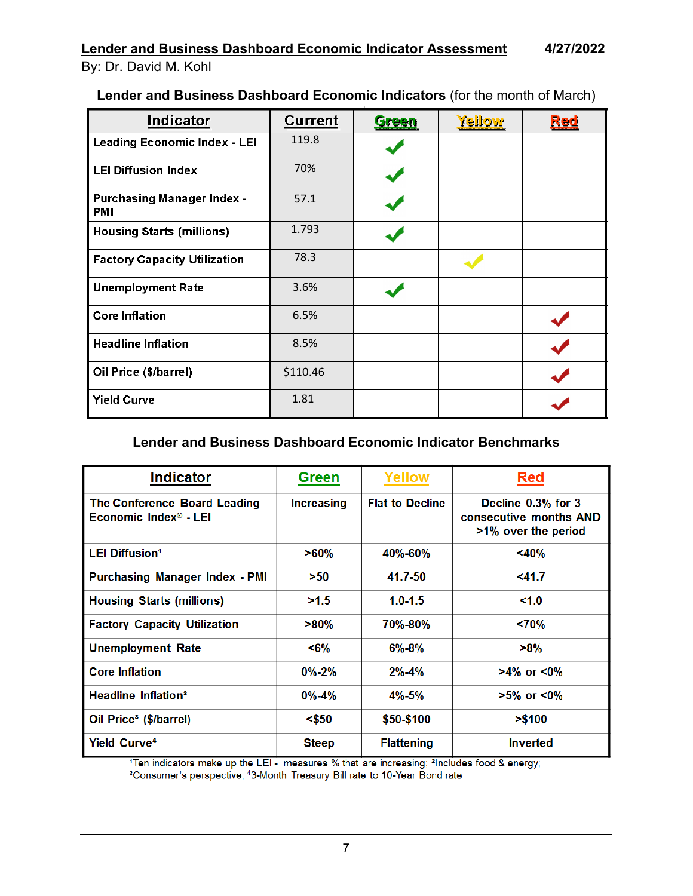**Lender and Business Dashboard Economic Indicator Assessment** **4/27/2022**

By: Dr. David M. Kohl

### Lender and Business Dashboard Economic Indicators (for the month of March)

| Indicator | Current | Green | Yellow | Red |
|---|---|---|---|---|
| Leading Economic Index - LEI | 119.8 | ✓ | | |
| LEI Diffusion Index | 70% | ✓ | | |
| Purchasing Manager Index - PMI | 57.1 | ✓ | | |
| Housing Starts (millions) | 1.793 | ✓ | | |
| Factory Capacity Utilization | 78.3 | | ✓ | |
| Unemployment Rate | 3.6% | ✓ | | |
| Core Inflation | 6.5% | | | ✓ |
| Headline Inflation | 8.5% | | | ✓ |
| Oil Price ($/barrel) | $110.46 | | | ✓ |
| Yield Curve | 1.81 | | | ✓ |

### Lender and Business Dashboard Economic Indicator Benchmarks

| Indicator | Green | Yellow | Red |
|---|---|---|---|
| The Conference Board Leading Economic Index® - LEI | Increasing | Flat to Decline | Decline 0.3% for 3 consecutive months AND >1% over the period |
| LEI Diffusion[1] | >60% | 40%-60% | <40% |
| Purchasing Manager Index - PMI | >50 | 41.7-50 | <41.7 |
| Housing Starts (millions) | >1.5 | 1.0-1.5 | <1.0 |
| Factory Capacity Utilization | >80% | 70%-80% | <70% |
| Unemployment Rate | <6% | 6%-8% | >8% |
| Core Inflation | 0%-2% | 2%-4% | >4% or <0% |
| Headline Inflation[2] | 0%-4% | 4%-5% | >5% or <0% |
| Oil Price[3] ($/barrel) | <$50 | $50-$100 | >$100 |
| Yield Curve[4] | Steep | Flattening | Inverted |

[1]Ten indicators make up the LEI - measures % that are increasing; [2]Includes food & energy; [3]Consumer's perspective; [4]3-Month Treasury Bill rate to 10-Year Bond rate